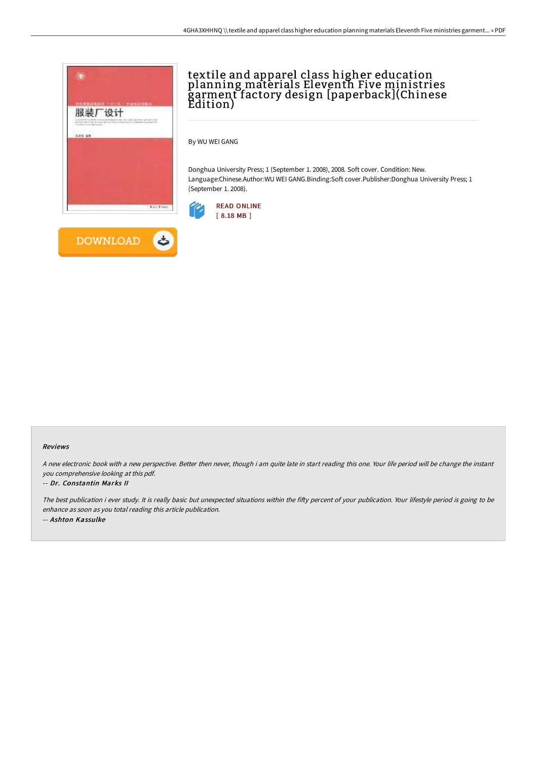# textile and apparel class higher education planning materials Eleventh Five ministries garment factory design [paperback](Chinese Edition)

By WU WEI GANG

Donghua University Press; 1 (September 1. 2008), 2008. Soft cover. Condition: New. Language:Chinese.Author:WU WEI GANG.Binding:Soft cover.Publisher:Donghua University Press; 1 (September 1. 2008).

READ ONLINE
[ 8.18 MB ]

DOWNLOAD

#### Reviews

*A new electronic book with a new perspective. Better then never, though i am quite late in start reading this one. Your life period will be change the instant you comprehensive looking at this pdf.*

*-- Dr. Constantin Marks II*

*The best publication i ever study. It is really basic but unexpected situations within the fifty percent of your publication. Your lifestyle period is going to be enhance as soon as you total reading this article publication.*

*-- Ashton Kassulke*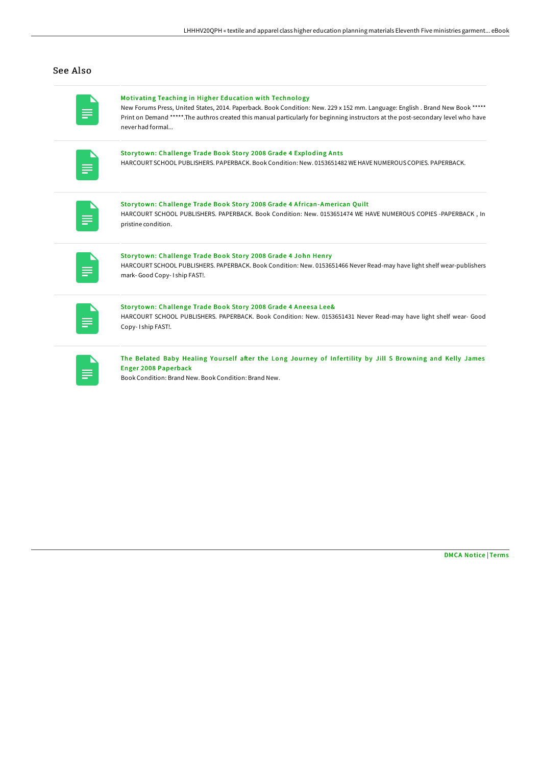## See Also

### Motivating Teaching in Higher Education with Technology

New Forums Press, United States, 2014. Paperback. Book Condition: New. 229 x 152 mm. Language: English . Brand New Book ***** Print on Demand *****.The authros created this manual particularly for beginning instructors at the post-secondary level who have never had formal...

### Storytown: Challenge Trade Book Story 2008 Grade 4 Exploding Ants

HARCOURT SCHOOL PUBLISHERS. PAPERBACK. Book Condition: New. 0153651482 WE HAVE NUMEROUS COPIES. PAPERBACK.

### Storytown: Challenge Trade Book Story 2008 Grade 4 African-American Quilt

HARCOURT SCHOOL PUBLISHERS. PAPERBACK. Book Condition: New. 0153651474 WE HAVE NUMEROUS COPIES -PAPERBACK , In pristine condition.

### Storytown: Challenge Trade Book Story 2008 Grade 4 John Henry

HARCOURT SCHOOL PUBLISHERS. PAPERBACK. Book Condition: New. 0153651466 Never Read-may have light shelf wear-publishers mark- Good Copy- I ship FAST!.

### Storytown: Challenge Trade Book Story 2008 Grade 4 Aneesa Lee&

HARCOURT SCHOOL PUBLISHERS. PAPERBACK. Book Condition: New. 0153651431 Never Read-may have light shelf wear- Good Copy- I ship FAST!.

### The Belated Baby Healing Yourself after the Long Journey of Infertility by Jill S Browning and Kelly James Enger 2008 Paperback

Book Condition: Brand New. Book Condition: Brand New.